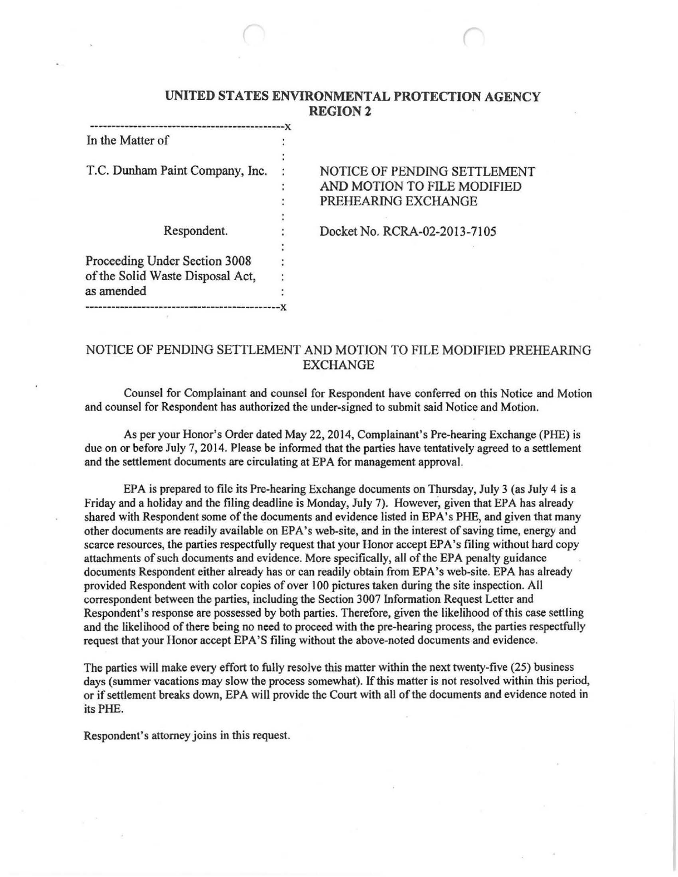**UNITED STATES ENVIRONMENTAL PROTECTION AGENCY**
**REGION 2**

| | |
|---|---|
| In the Matter of<br><br>T.C. Dunham Paint Company, Inc.<br><br>Respondent.<br><br>Proceeding Under Section 3008 of the Solid Waste Disposal Act, as amended | NOTICE OF PENDING SETTLEMENT AND MOTION TO FILE MODIFIED PREHEARING EXCHANGE<br><br>Docket No. RCRA-02-2013-7105 |

## NOTICE OF PENDING SETTLEMENT AND MOTION TO FILE MODIFIED PREHEARING EXCHANGE

Counsel for Complainant and counsel for Respondent have conferred on this Notice and Motion and counsel for Respondent has authorized the under-signed to submit said Notice and Motion.

As per your Honor's Order dated May 22, 2014, Complainant's Pre-hearing Exchange (PHE) is due on or before July 7, 2014. Please be informed that the parties have tentatively agreed to a settlement and the settlement documents are circulating at EPA for management approval.

EPA is prepared to file its Pre-hearing Exchange documents on Thursday, July 3 (as July 4 is a Friday and a holiday and the filing deadline is Monday, July 7). However, given that EPA has already shared with Respondent some of the documents and evidence listed in EPA's PHE, and given that many other documents are readily available on EPA's web-site, and in the interest of saving time, energy and scarce resources, the parties respectfully request that your Honor accept EPA's filing without hard copy attachments of such documents and evidence. More specifically, all of the EPA penalty guidance documents Respondent either already has or can readily obtain from EPA's web-site. EPA has already provided Respondent with color copies of over 100 pictures taken during the site inspection. All correspondent between the parties, including the Section 3007 Information Request Letter and Respondent's response are possessed by both parties. Therefore, given the likelihood of this case settling and the likelihood of there being no need to proceed with the pre-hearing process, the parties respectfully request that your Honor accept EPA'S filing without the above-noted documents and evidence.

The parties will make every effort to fully resolve this matter within the next twenty-five (25) business days (summer vacations may slow the process somewhat). If this matter is not resolved within this period, or if settlement breaks down, EPA will provide the Court with all of the documents and evidence noted in its PHE.

Respondent's attorney joins in this request.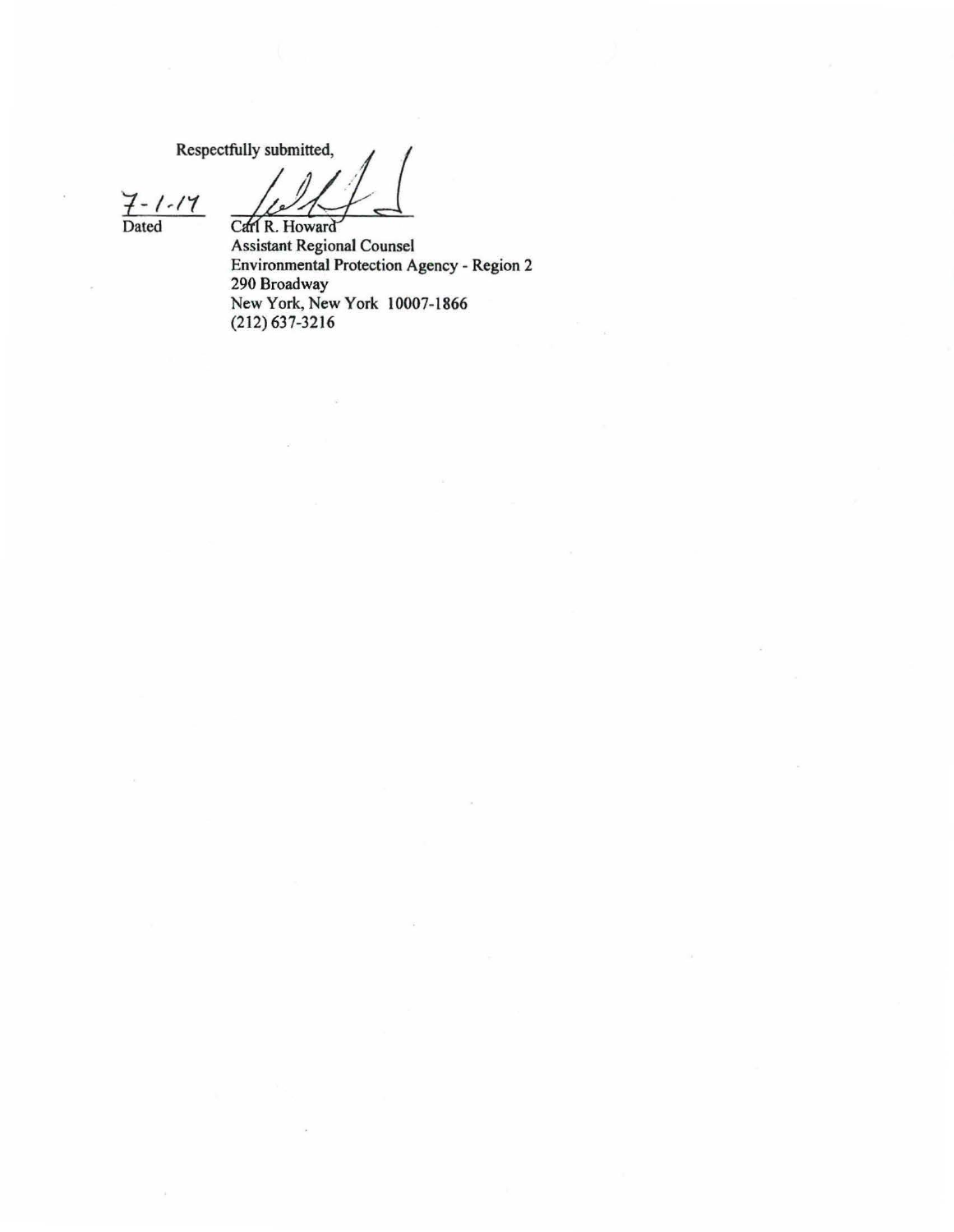Respectfully submitted,

7-1-17
Dated

Carl R. Howard
Assistant Regional Counsel
Environmental Protection Agency - Region 2
290 Broadway
New York, New York 10007-1866
(212) 637-3216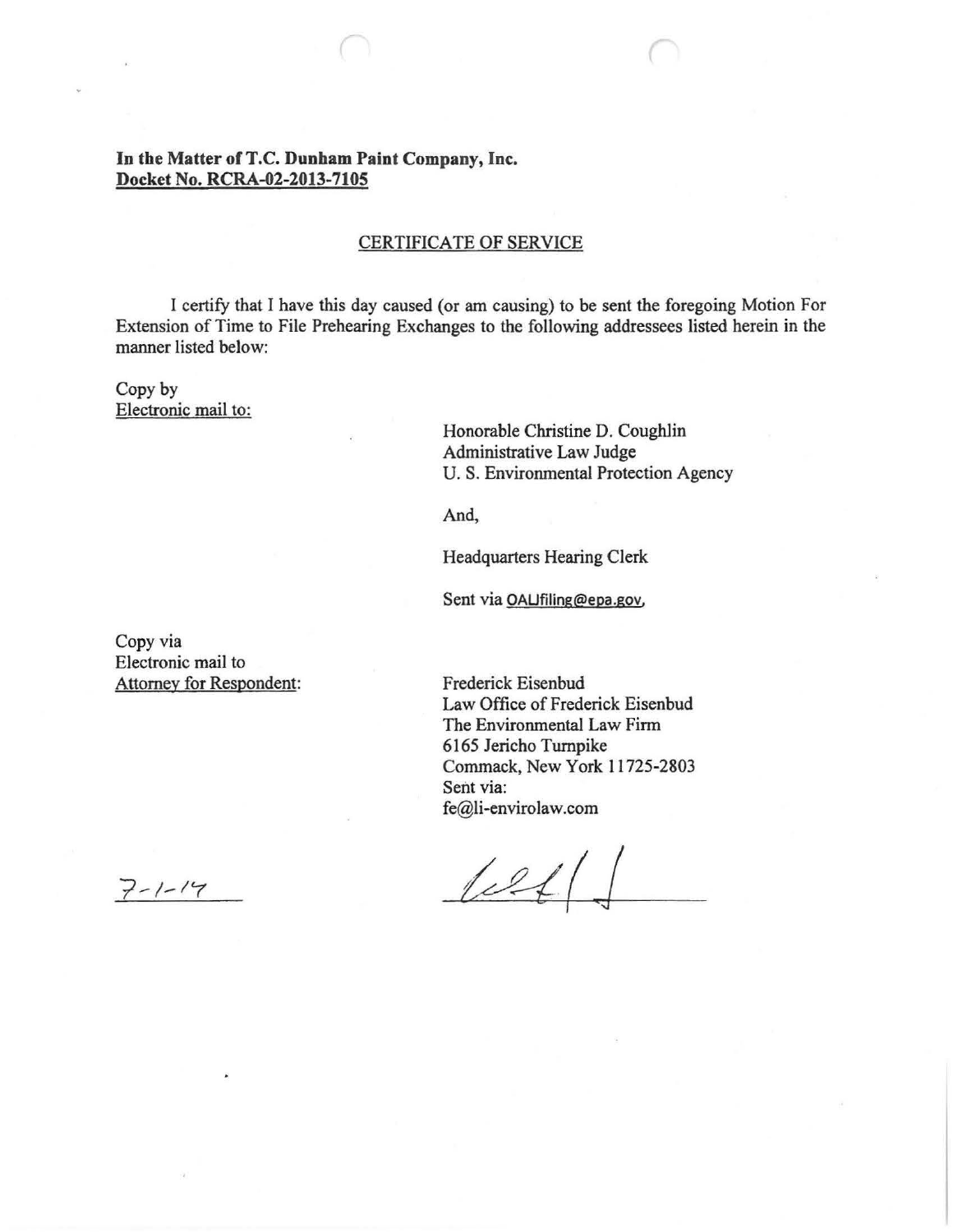**In the Matter of T.C. Dunham Paint Company, Inc.**
**Docket No. RCRA-02-2013-7105**

CERTIFICATE OF SERVICE

I certify that I have this day caused (or am causing) to be sent the foregoing Motion For Extension of Time to File Prehearing Exchanges to the following addressees listed herein in the manner listed below:

Copy by
Electronic mail to:

Honorable Christine D. Coughlin
Administrative Law Judge
U. S. Environmental Protection Agency

And,

Headquarters Hearing Clerk

Sent via OALJfiling@epa.gov,

Copy via
Electronic mail to
Attorney for Respondent:

Frederick Eisenbud
Law Office of Frederick Eisenbud
The Environmental Law Firm
6165 Jericho Turnpike
Commack, New York 11725-2803
Sent via:
fe@li-envirolaw.com

7-1-14

[signature]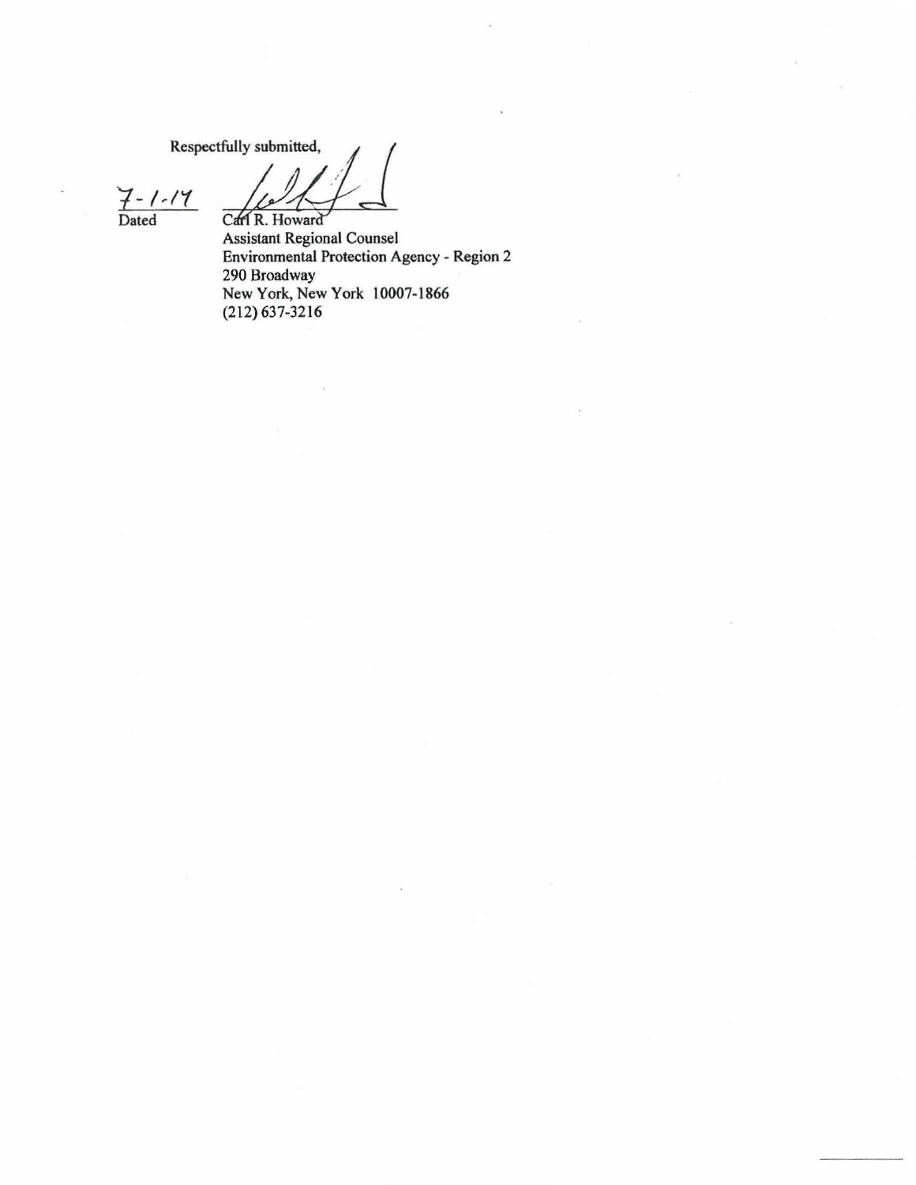Respectfully submitted,

7-1-17
Dated

Carl R. Howard
Assistant Regional Counsel
Environmental Protection Agency - Region 2
290 Broadway
New York, New York 10007-1866
(212) 637-3216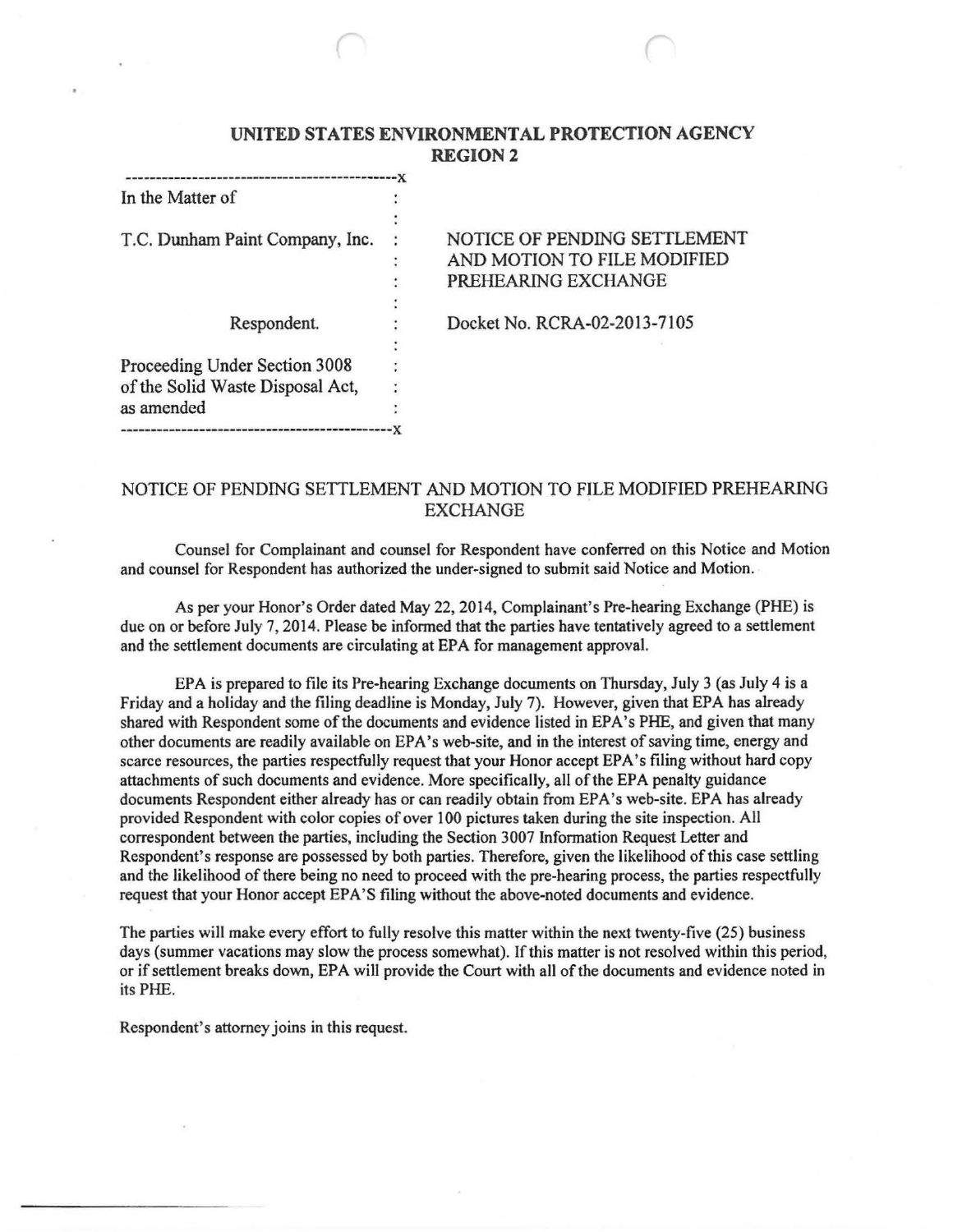**UNITED STATES ENVIRONMENTAL PROTECTION AGENCY**
**REGION 2**

| | |
|---|---|
| In the Matter of<br><br>T.C. Dunham Paint Company, Inc.<br><br>Respondent.<br><br>Proceeding Under Section 3008 of the Solid Waste Disposal Act, as amended | NOTICE OF PENDING SETTLEMENT AND MOTION TO FILE MODIFIED PREHEARING EXCHANGE<br><br>Docket No. RCRA-02-2013-7105 |

## NOTICE OF PENDING SETTLEMENT AND MOTION TO FILE MODIFIED PREHEARING EXCHANGE

Counsel for Complainant and counsel for Respondent have conferred on this Notice and Motion and counsel for Respondent has authorized the under-signed to submit said Notice and Motion.

As per your Honor's Order dated May 22, 2014, Complainant's Pre-hearing Exchange (PHE) is due on or before July 7, 2014. Please be informed that the parties have tentatively agreed to a settlement and the settlement documents are circulating at EPA for management approval.

EPA is prepared to file its Pre-hearing Exchange documents on Thursday, July 3 (as July 4 is a Friday and a holiday and the filing deadline is Monday, July 7). However, given that EPA has already shared with Respondent some of the documents and evidence listed in EPA's PHE, and given that many other documents are readily available on EPA's web-site, and in the interest of saving time, energy and scarce resources, the parties respectfully request that your Honor accept EPA's filing without hard copy attachments of such documents and evidence. More specifically, all of the EPA penalty guidance documents Respondent either already has or can readily obtain from EPA's web-site. EPA has already provided Respondent with color copies of over 100 pictures taken during the site inspection. All correspondent between the parties, including the Section 3007 Information Request Letter and Respondent's response are possessed by both parties. Therefore, given the likelihood of this case settling and the likelihood of there being no need to proceed with the pre-hearing process, the parties respectfully request that your Honor accept EPA'S filing without the above-noted documents and evidence.

The parties will make every effort to fully resolve this matter within the next twenty-five (25) business days (summer vacations may slow the process somewhat). If this matter is not resolved within this period, or if settlement breaks down, EPA will provide the Court with all of the documents and evidence noted in its PHE.

Respondent's attorney joins in this request.